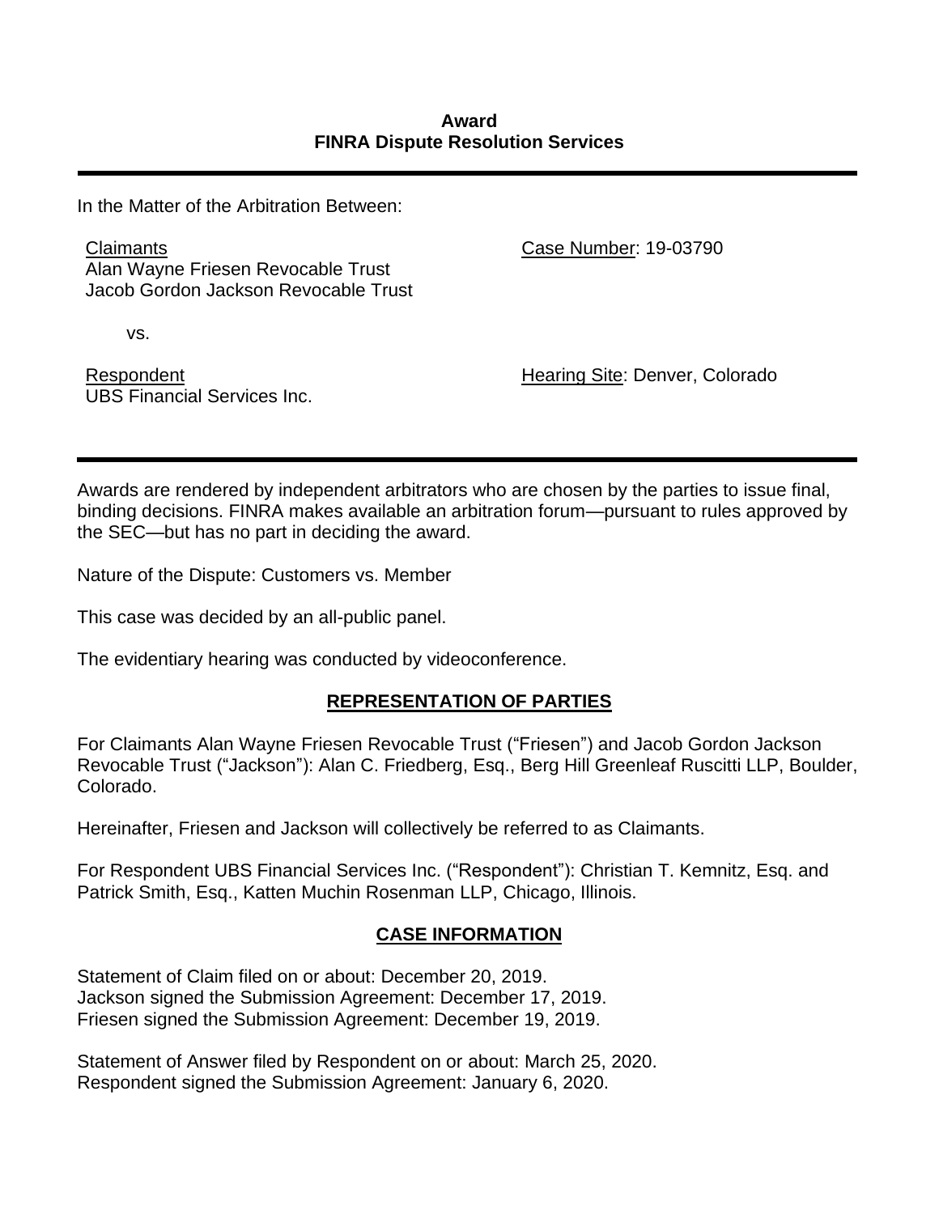**Award**
**FINRA Dispute Resolution Services**

---

In the Matter of the Arbitration Between:

Claimants
Alan Wayne Friesen Revocable Trust
Jacob Gordon Jackson Revocable Trust

Case Number: 19-03790

vs.

Respondent
UBS Financial Services Inc.

Hearing Site: Denver, Colorado

---

Awards are rendered by independent arbitrators who are chosen by the parties to issue final, binding decisions. FINRA makes available an arbitration forum—pursuant to rules approved by the SEC—but has no part in deciding the award.

Nature of the Dispute: Customers vs. Member

This case was decided by an all-public panel.

The evidentiary hearing was conducted by videoconference.

## REPRESENTATION OF PARTIES

For Claimants Alan Wayne Friesen Revocable Trust ("Friesen") and Jacob Gordon Jackson Revocable Trust ("Jackson"): Alan C. Friedberg, Esq., Berg Hill Greenleaf Ruscitti LLP, Boulder, Colorado.

Hereinafter, Friesen and Jackson will collectively be referred to as Claimants.

For Respondent UBS Financial Services Inc. ("Respondent"): Christian T. Kemnitz, Esq. and Patrick Smith, Esq., Katten Muchin Rosenman LLP, Chicago, Illinois.

## CASE INFORMATION

Statement of Claim filed on or about: December 20, 2019.
Jackson signed the Submission Agreement: December 17, 2019.
Friesen signed the Submission Agreement: December 19, 2019.

Statement of Answer filed by Respondent on or about: March 25, 2020.
Respondent signed the Submission Agreement: January 6, 2020.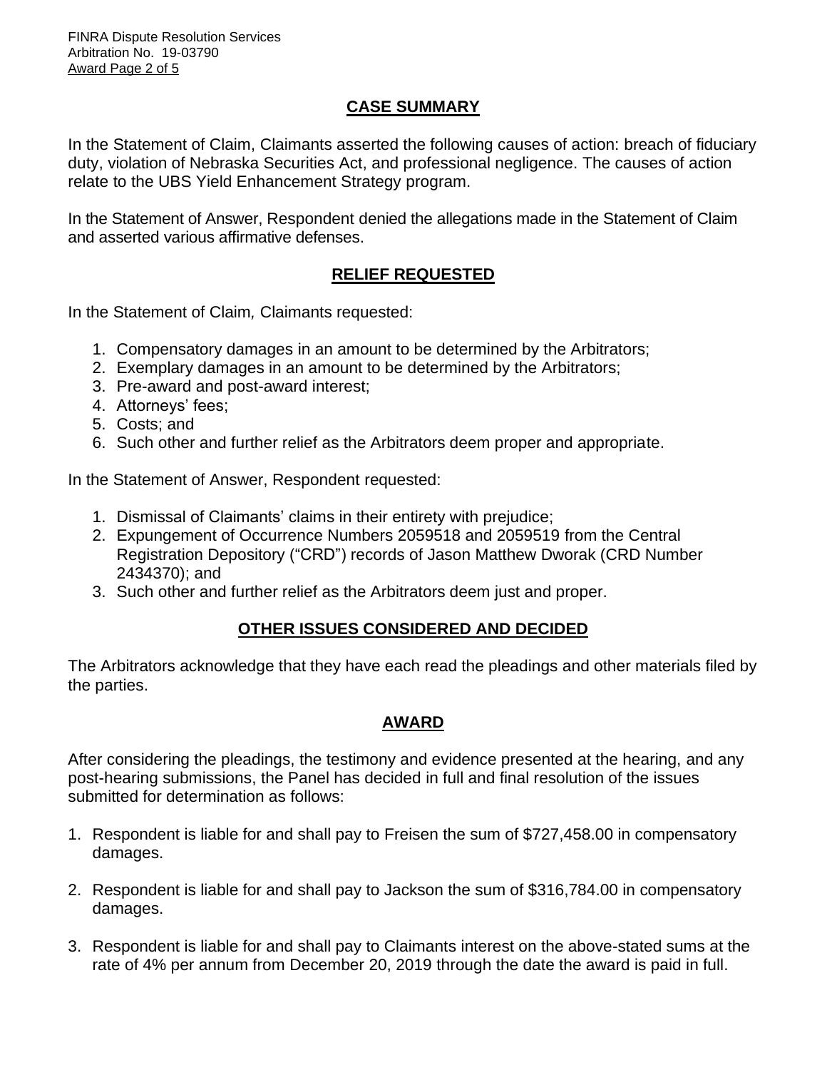## CASE SUMMARY

In the Statement of Claim, Claimants asserted the following causes of action: breach of fiduciary duty, violation of Nebraska Securities Act, and professional negligence. The causes of action relate to the UBS Yield Enhancement Strategy program.

In the Statement of Answer, Respondent denied the allegations made in the Statement of Claim and asserted various affirmative defenses.

## RELIEF REQUESTED

In the Statement of Claim*,* Claimants requested:

1. Compensatory damages in an amount to be determined by the Arbitrators;
2. Exemplary damages in an amount to be determined by the Arbitrators;
3. Pre-award and post-award interest;
4. Attorneys' fees;
5. Costs; and
6. Such other and further relief as the Arbitrators deem proper and appropriate.

In the Statement of Answer, Respondent requested:

1. Dismissal of Claimants' claims in their entirety with prejudice;
2. Expungement of Occurrence Numbers 2059518 and 2059519 from the Central Registration Depository ("CRD") records of Jason Matthew Dworak (CRD Number 2434370); and
3. Such other and further relief as the Arbitrators deem just and proper.

## OTHER ISSUES CONSIDERED AND DECIDED

The Arbitrators acknowledge that they have each read the pleadings and other materials filed by the parties.

## AWARD

After considering the pleadings, the testimony and evidence presented at the hearing, and any post-hearing submissions, the Panel has decided in full and final resolution of the issues submitted for determination as follows:

1. Respondent is liable for and shall pay to Freisen the sum of $727,458.00 in compensatory damages.

2. Respondent is liable for and shall pay to Jackson the sum of $316,784.00 in compensatory damages.

3. Respondent is liable for and shall pay to Claimants interest on the above-stated sums at the rate of 4% per annum from December 20, 2019 through the date the award is paid in full.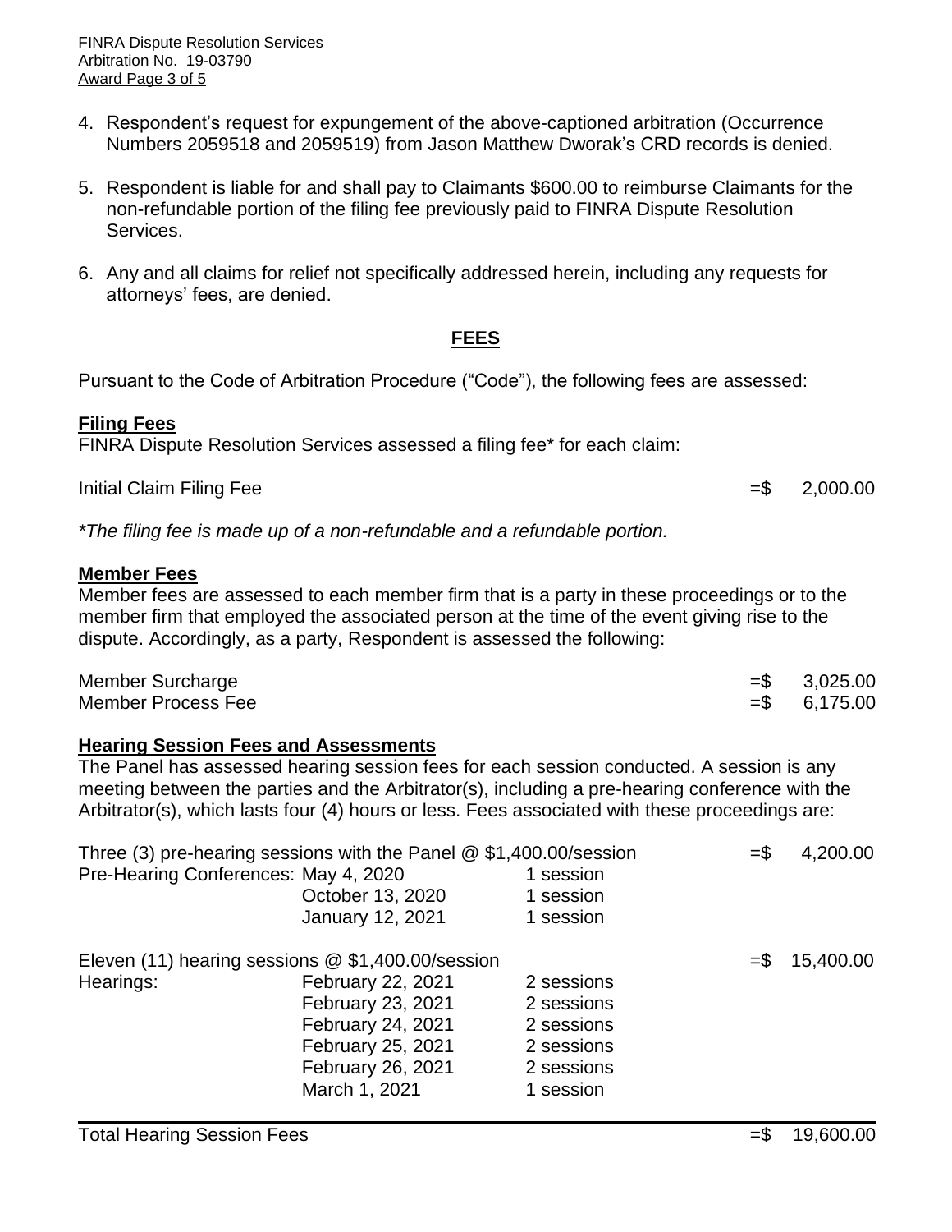4. Respondent's request for expungement of the above-captioned arbitration (Occurrence Numbers 2059518 and 2059519) from Jason Matthew Dworak's CRD records is denied.

5. Respondent is liable for and shall pay to Claimants $600.00 to reimburse Claimants for the non-refundable portion of the filing fee previously paid to FINRA Dispute Resolution Services.

6. Any and all claims for relief not specifically addressed herein, including any requests for attorneys' fees, are denied.

## FEES

Pursuant to the Code of Arbitration Procedure ("Code"), the following fees are assessed:

**Filing Fees**

FINRA Dispute Resolution Services assessed a filing fee* for each claim:

| | |
|---|---|
| Initial Claim Filing Fee | =$ 2,000.00 |

*\*The filing fee is made up of a non-refundable and a refundable portion.*

**Member Fees**

Member fees are assessed to each member firm that is a party in these proceedings or to the member firm that employed the associated person at the time of the event giving rise to the dispute. Accordingly, as a party, Respondent is assessed the following:

| | |
|---|---|
| Member Surcharge | =$ 3,025.00 |
| Member Process Fee | =$ 6,175.00 |

**Hearing Session Fees and Assessments**

The Panel has assessed hearing session fees for each session conducted. A session is any meeting between the parties and the Arbitrator(s), including a pre-hearing conference with the Arbitrator(s), which lasts four (4) hours or less. Fees associated with these proceedings are:

| | | | |
|---|---|---|---|
| Three (3) pre-hearing sessions with the Panel @ $1,400.00/session | | | =$ 4,200.00 |
| Pre-Hearing Conferences: | May 4, 2020 | 1 session | |
| | October 13, 2020 | 1 session | |
| | January 12, 2021 | 1 session | |
| Eleven (11) hearing sessions @ $1,400.00/session | | | =$ 15,400.00 |
| Hearings: | February 22, 2021 | 2 sessions | |
| | February 23, 2021 | 2 sessions | |
| | February 24, 2021 | 2 sessions | |
| | February 25, 2021 | 2 sessions | |
| | February 26, 2021 | 2 sessions | |
| | March 1, 2021 | 1 session | |
| **Total Hearing Session Fees** | | | =$ 19,600.00 |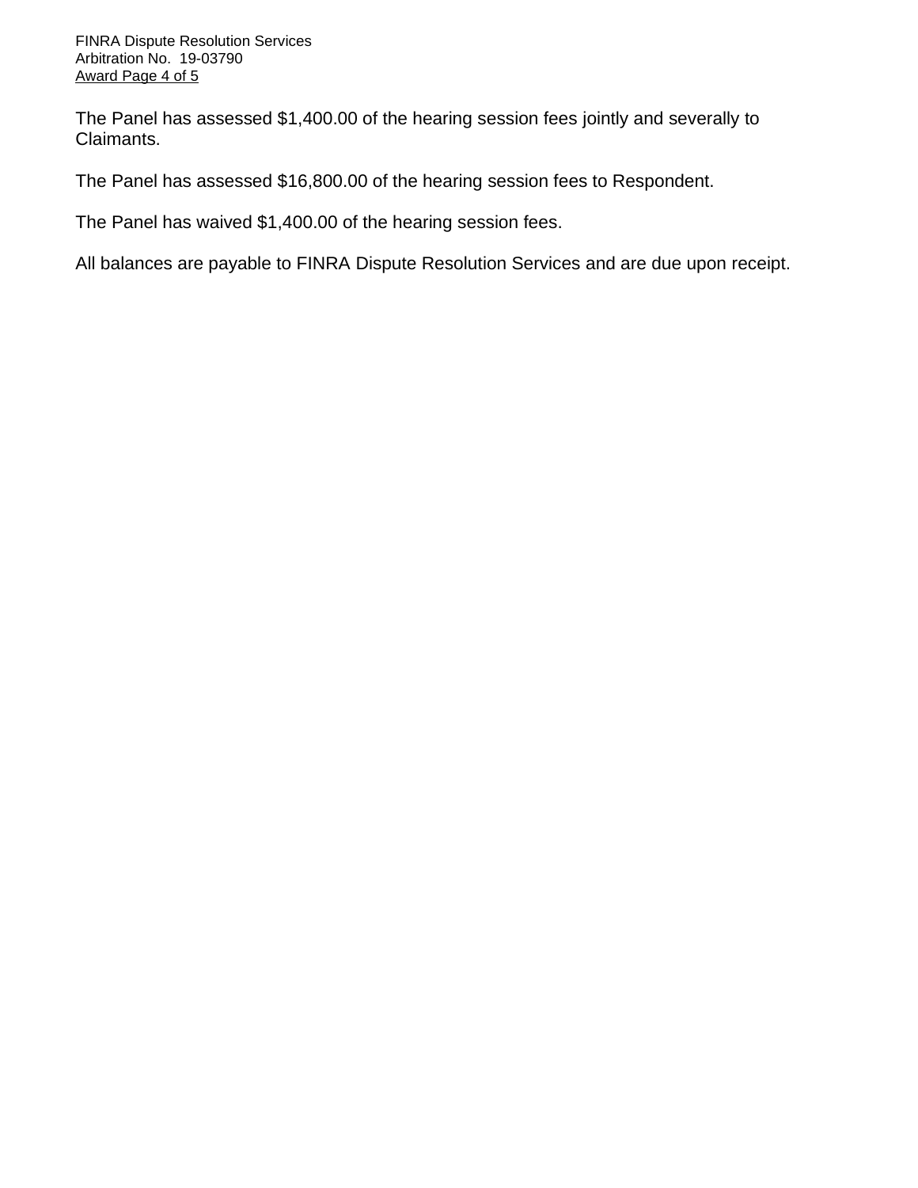The Panel has assessed $1,400.00 of the hearing session fees jointly and severally to Claimants.

The Panel has assessed $16,800.00 of the hearing session fees to Respondent.

The Panel has waived $1,400.00 of the hearing session fees.

All balances are payable to FINRA Dispute Resolution Services and are due upon receipt.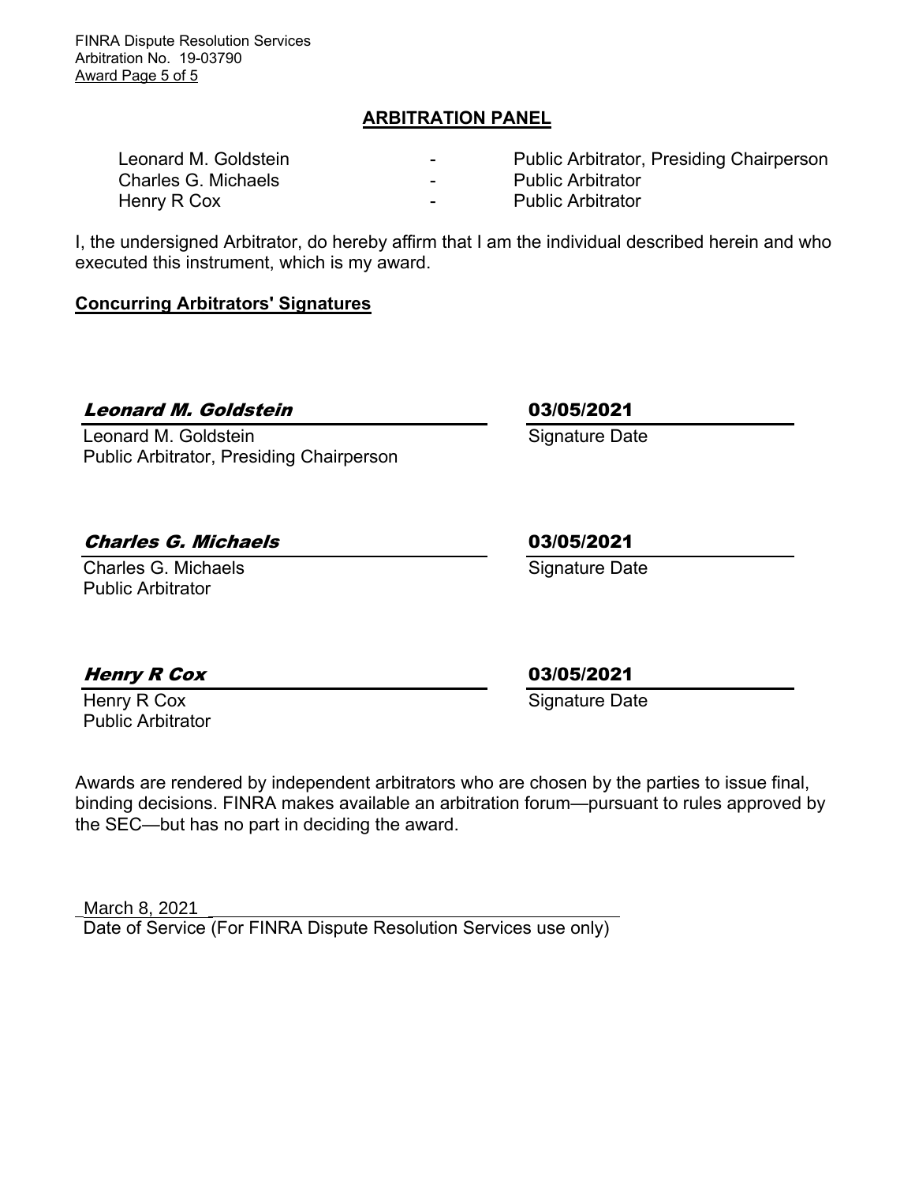## ARBITRATION PANEL

| | | |
|---|---|---|
| Leonard M. Goldstein | - | Public Arbitrator, Presiding Chairperson |
| Charles G. Michaels | - | Public Arbitrator |
| Henry R Cox | - | Public Arbitrator |

I, the undersigned Arbitrator, do hereby affirm that I am the individual described herein and who executed this instrument, which is my award.

**Concurring Arbitrators' Signatures**

| | |
|---|---|
| *Leonard M. Goldstein* | **03/05/2021** |
| Leonard M. Goldstein<br>Public Arbitrator, Presiding Chairperson | Signature Date |
| *Charles G. Michaels* | **03/05/2021** |
| Charles G. Michaels<br>Public Arbitrator | Signature Date |
| *Henry R Cox* | **03/05/2021** |
| Henry R Cox<br>Public Arbitrator | Signature Date |

Awards are rendered by independent arbitrators who are chosen by the parties to issue final, binding decisions. FINRA makes available an arbitration forum—pursuant to rules approved by the SEC—but has no part in deciding the award.

March 8, 2021

Date of Service (For FINRA Dispute Resolution Services use only)